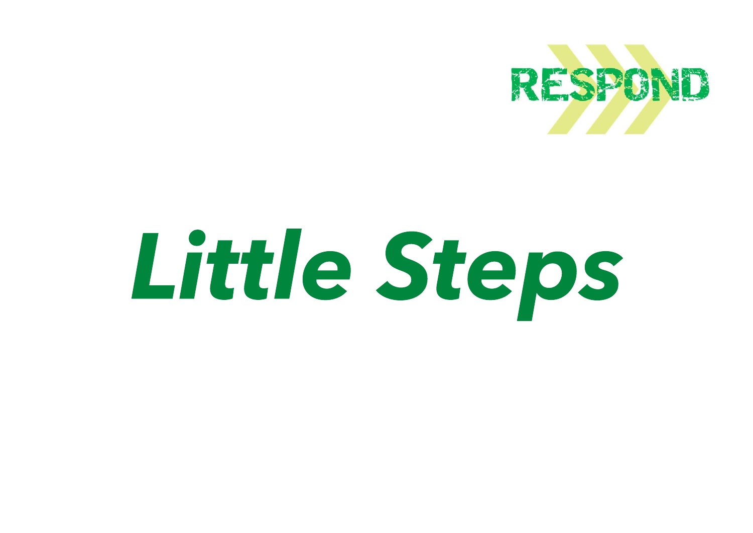RESPOND

# *Little Steps*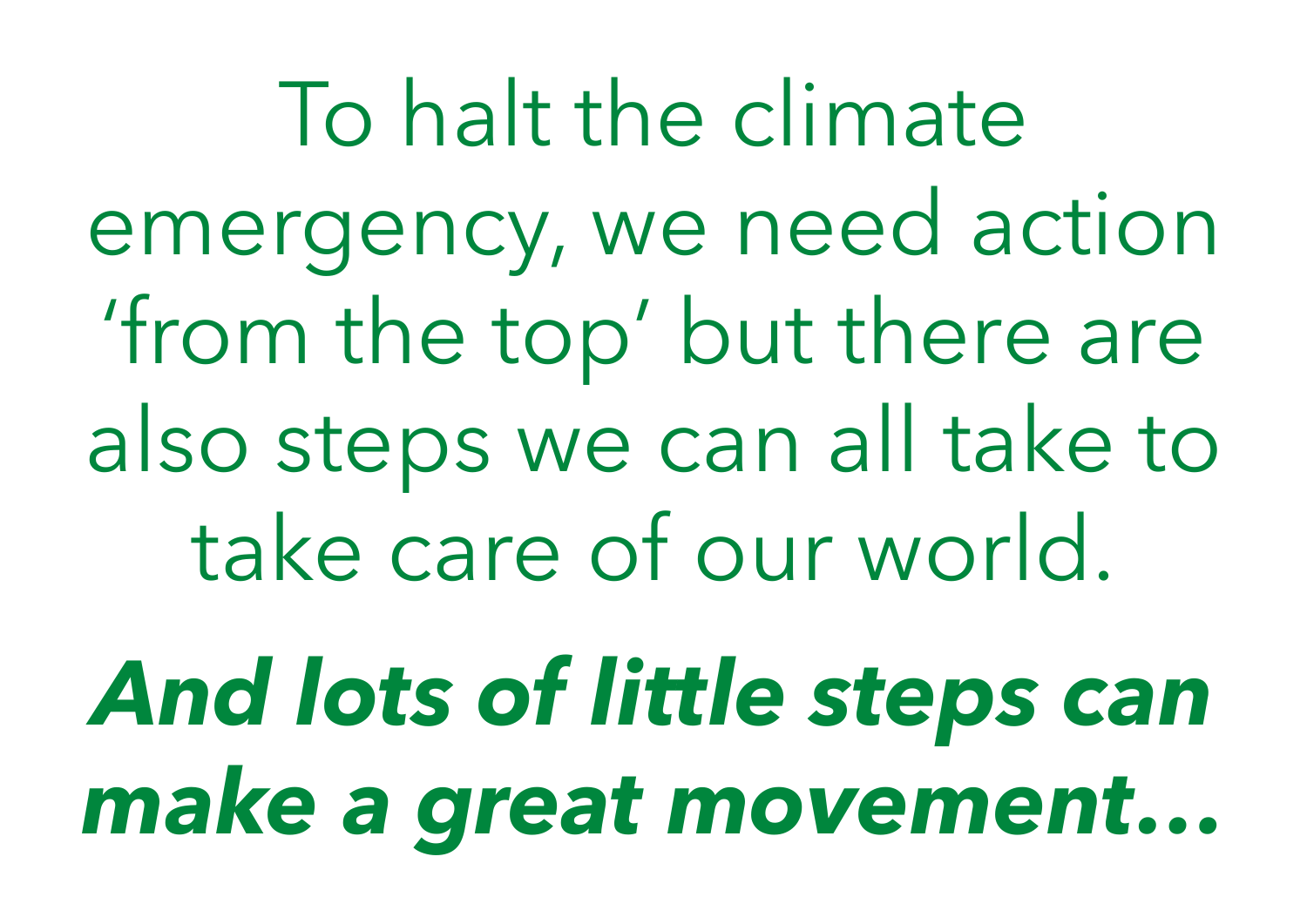To halt the climate emergency, we need action ‘from the top’ but there are also steps we can all take to take care of our world.

***And lots of little steps can make a great movement…***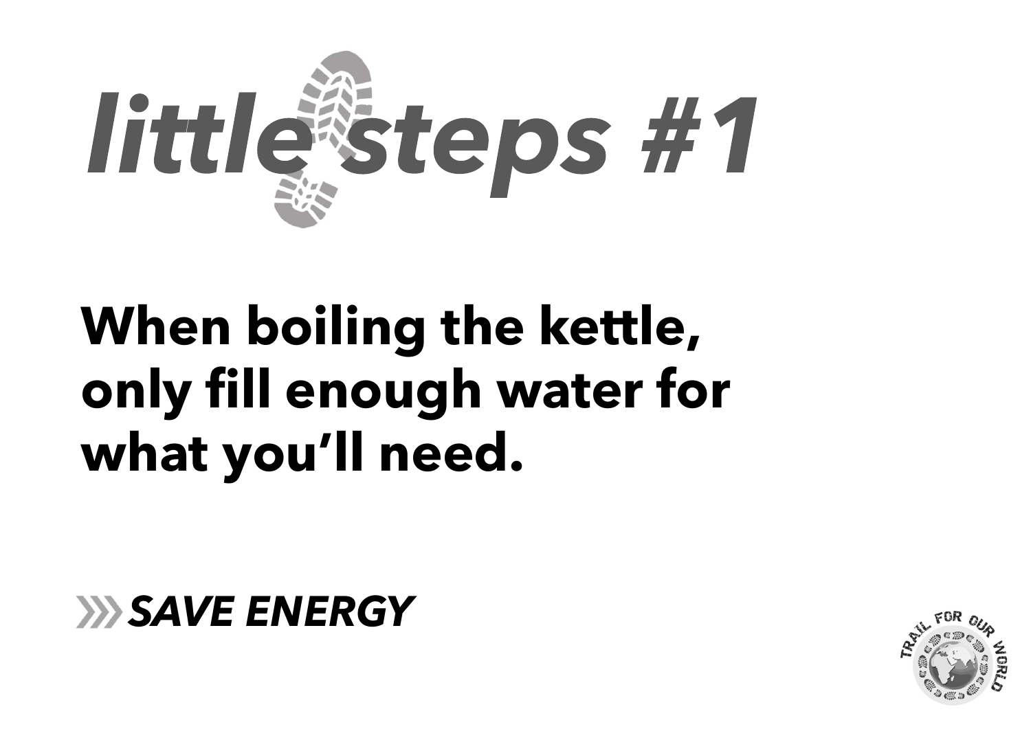# *little steps #1*

**When boiling the kettle, only fill enough water for what you'll need.**

***SAVE ENERGY***

TRAIL FOR OUR WORLD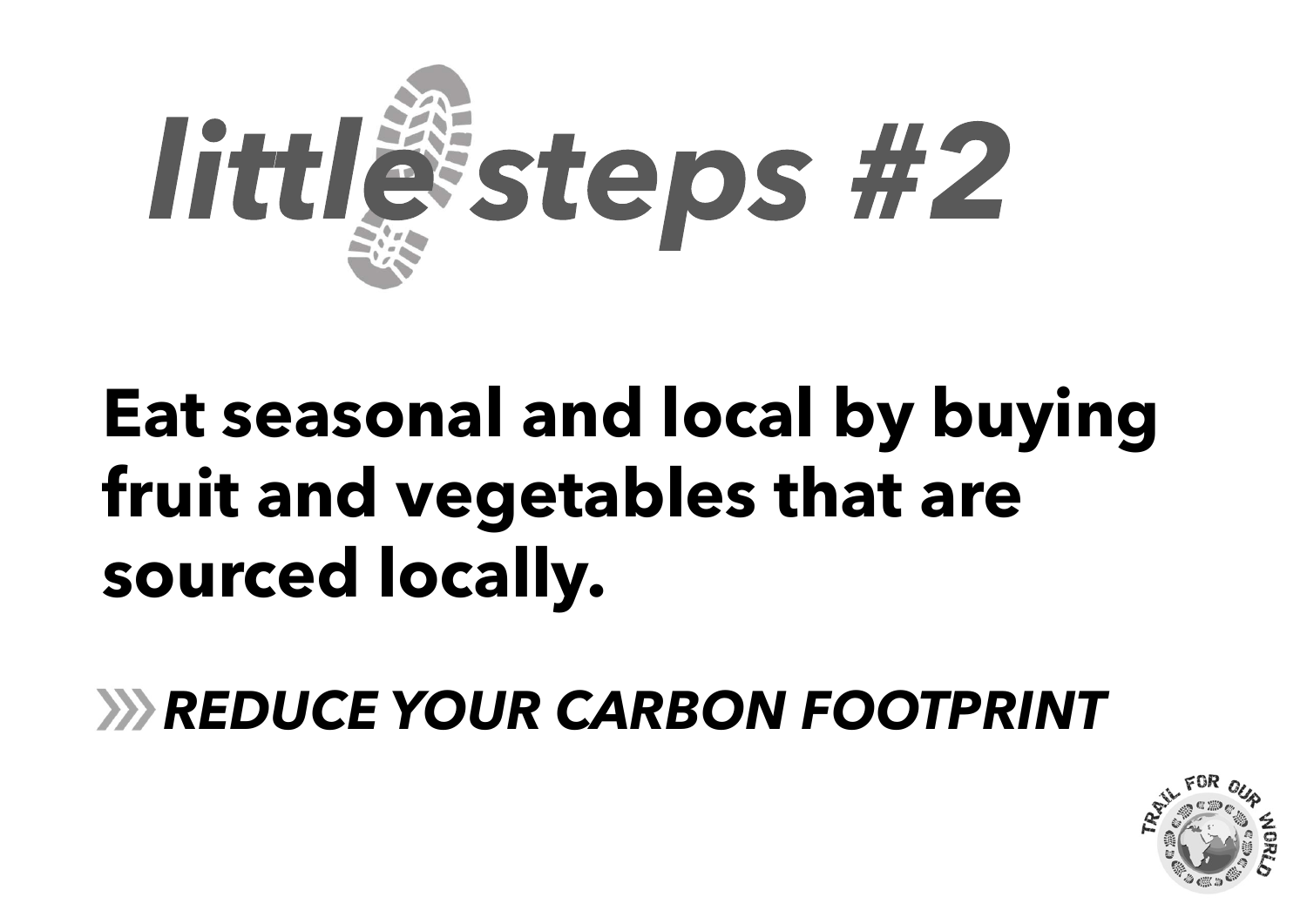# *little steps #2*

**Eat seasonal and local by buying fruit and vegetables that are sourced locally.**

***REDUCE YOUR CARBON FOOTPRINT***

TRAIL FOR OUR WORLD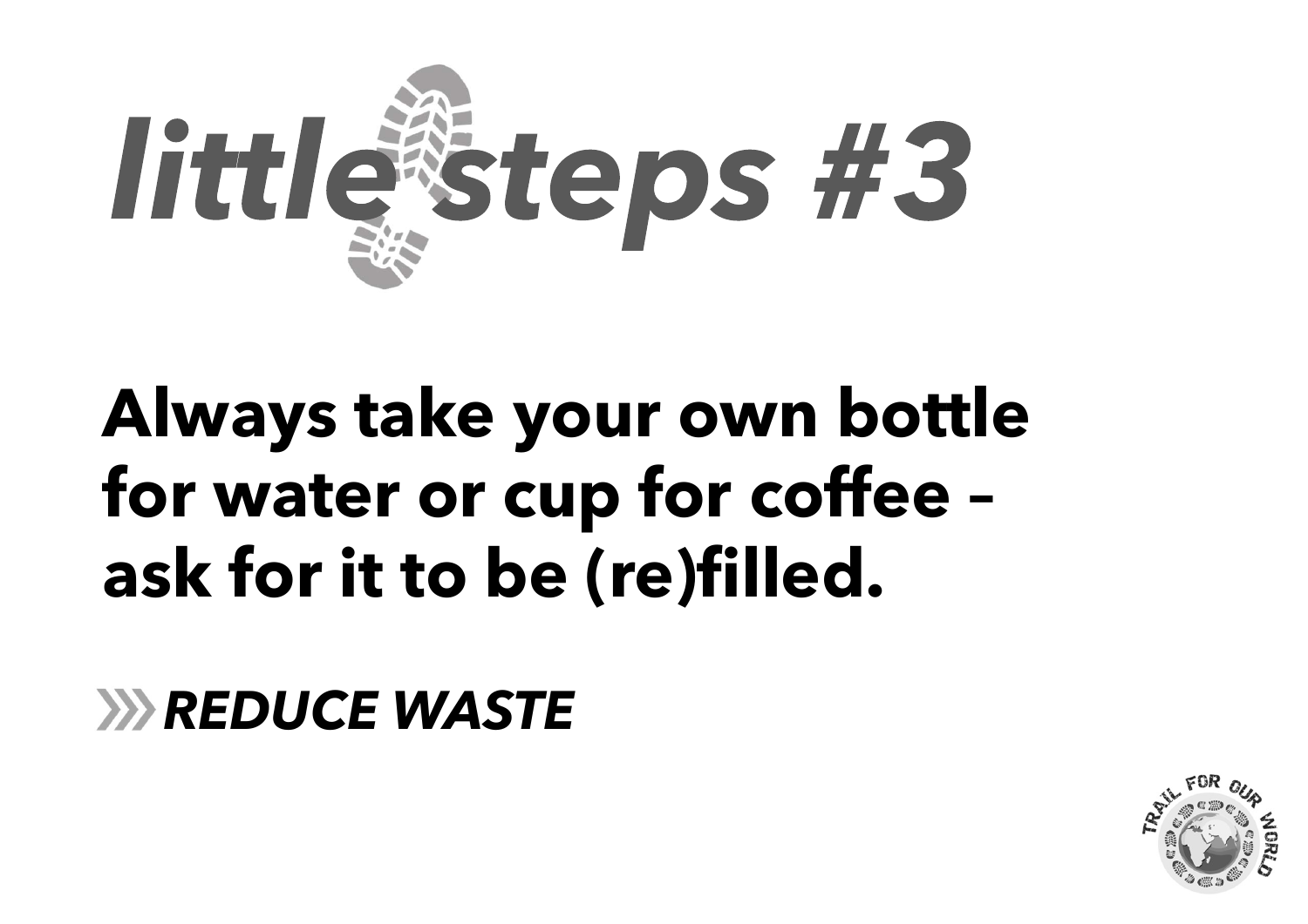# *little steps #3*

**Always take your own bottle for water or cup for coffee – ask for it to be (re)filled.**

***REDUCE WASTE***

TRAIL FOR OUR WORLD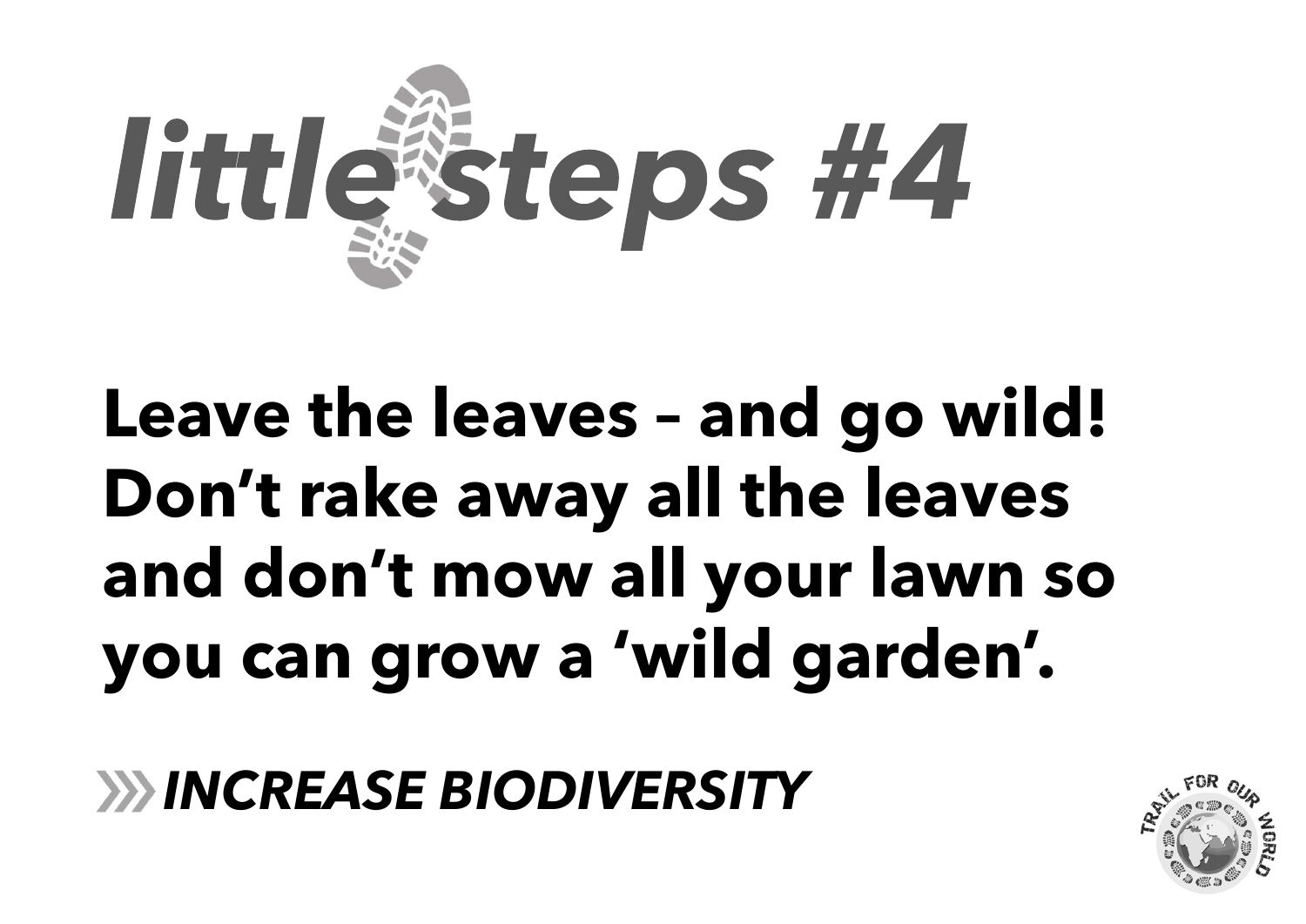# *little steps #4*

**Leave the leaves – and go wild! Don't rake away all the leaves and don't mow all your lawn so you can grow a 'wild garden'.**

**»*INCREASE BIODIVERSITY***

TRAIL FOR OUR WORLD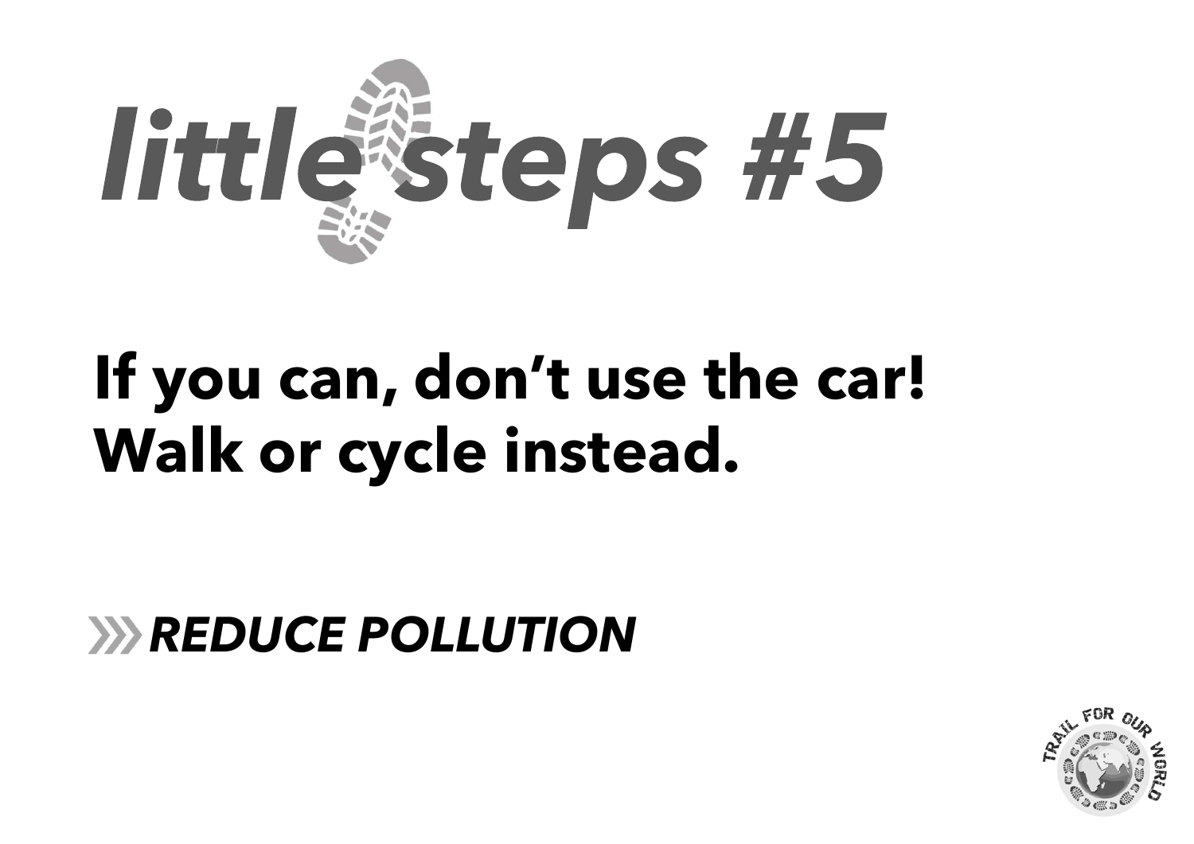# *little steps #5*

**If you can, don’t use the car! Walk or cycle instead.**

***REDUCE POLLUTION***

TRAIL FOR OUR WORLD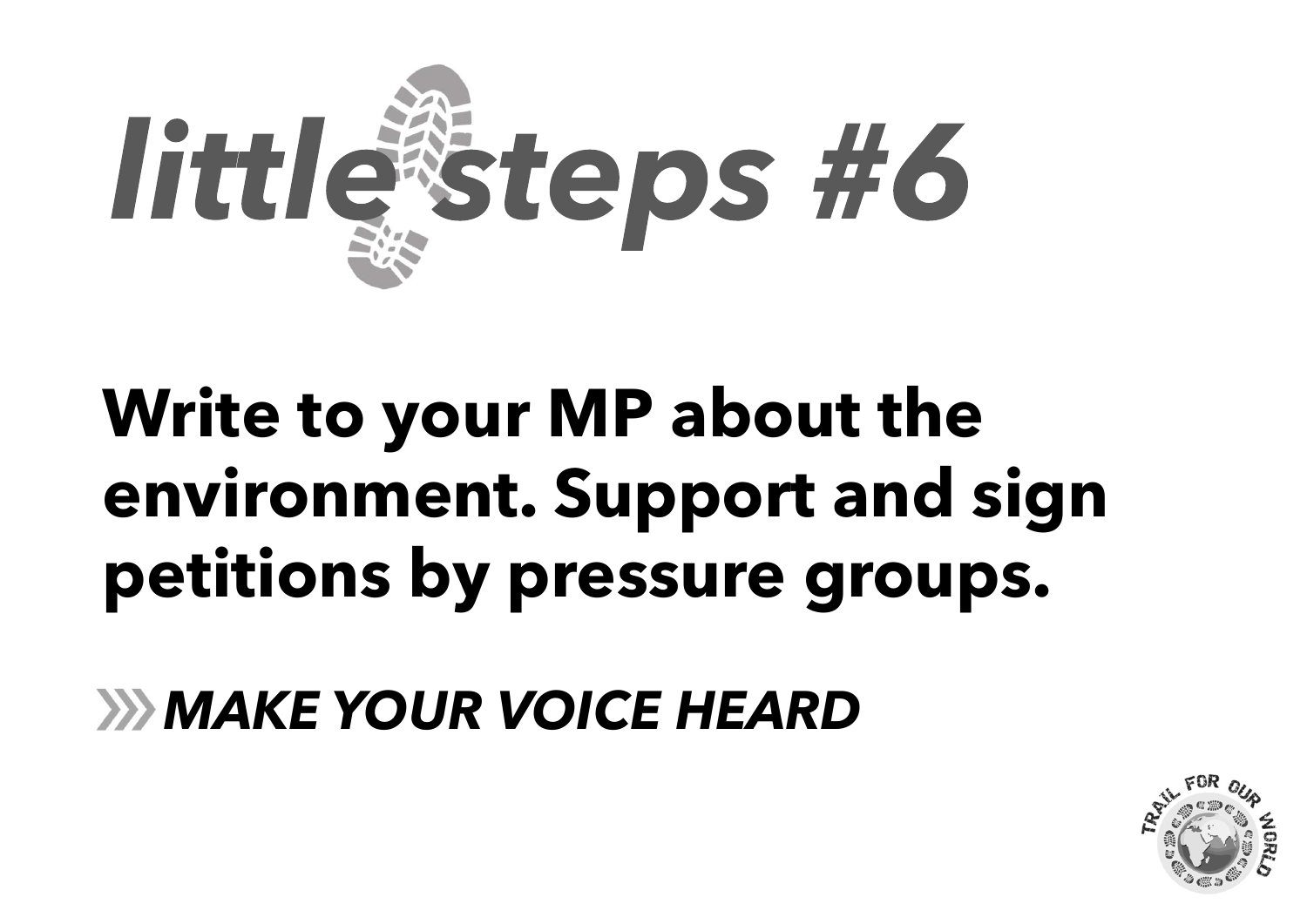# *little steps #6*

**Write to your MP about the environment. Support and sign petitions by pressure groups.**

***MAKE YOUR VOICE HEARD***

TRAIL FOR OUR WORLD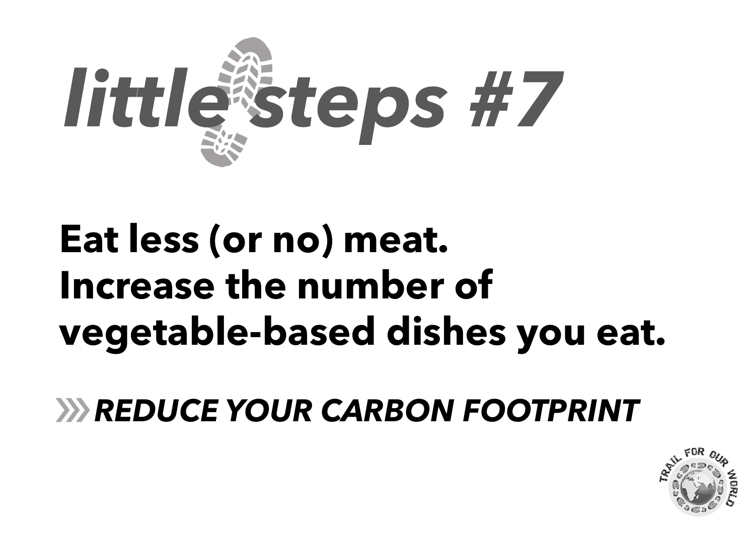# *little steps #7*

**Eat less (or no) meat.**
**Increase the number of vegetable-based dishes you eat.**

***REDUCE YOUR CARBON FOOTPRINT***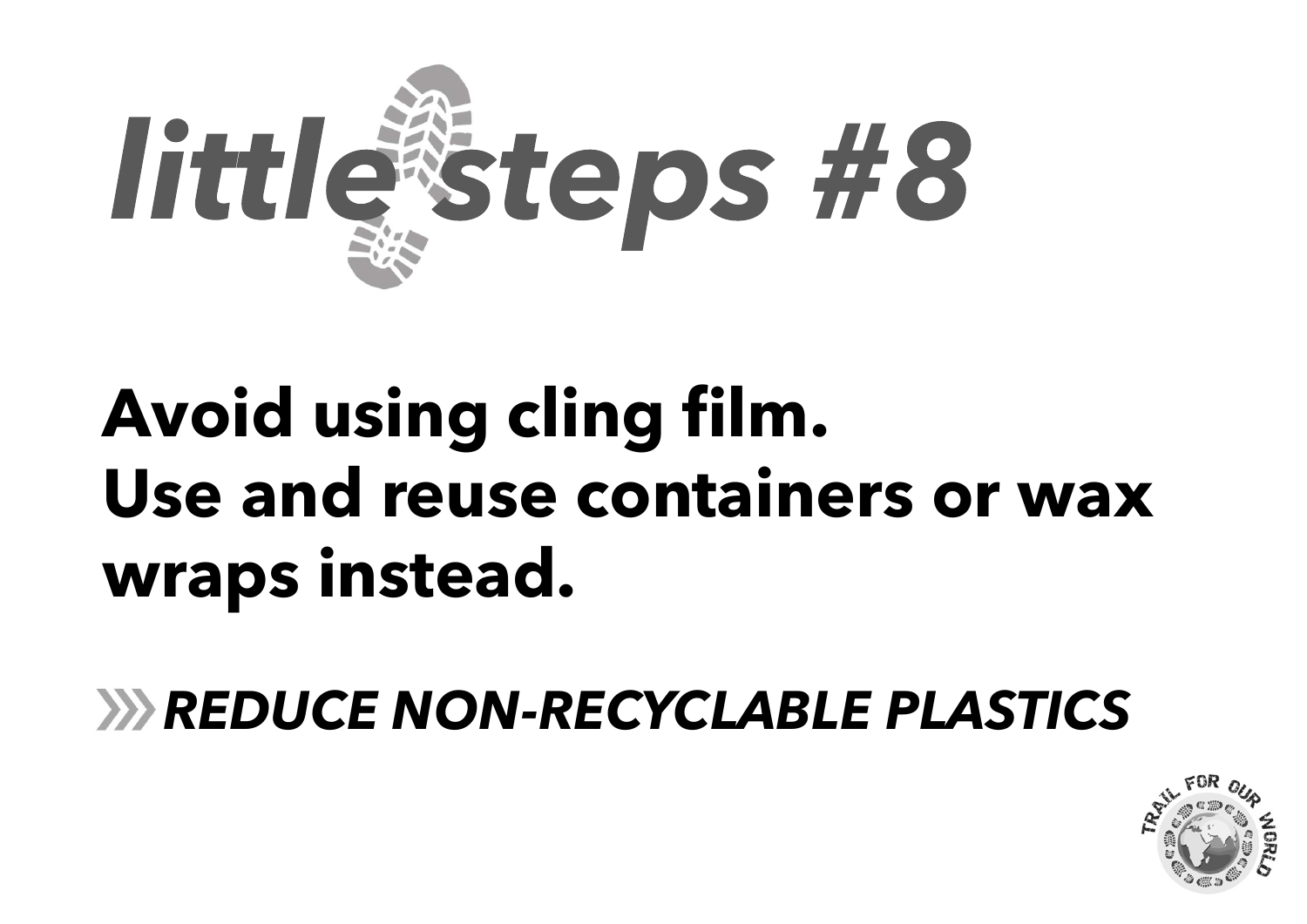# *little steps #8*

**Avoid using cling film.**
**Use and reuse containers or wax wraps instead.**

***REDUCE NON-RECYCLABLE PLASTICS***

TRAIL FOR OUR WORLD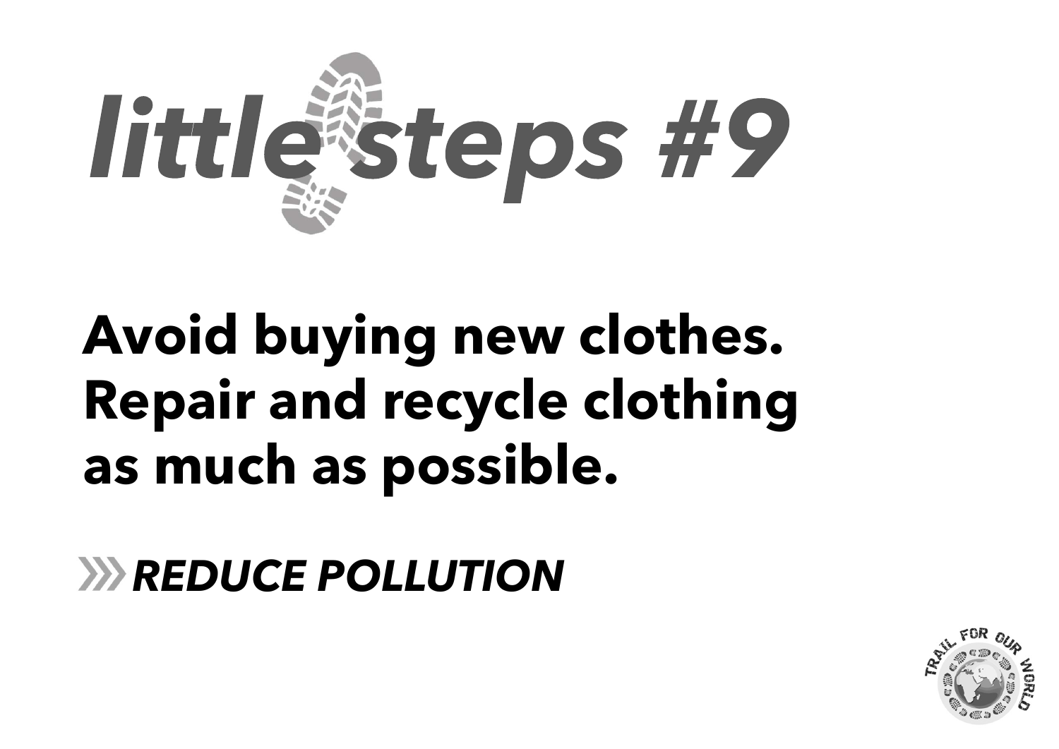# *little steps #9*

**Avoid buying new clothes. Repair and recycle clothing as much as possible.**

***REDUCE POLLUTION***

TRAIL FOR OUR WORLD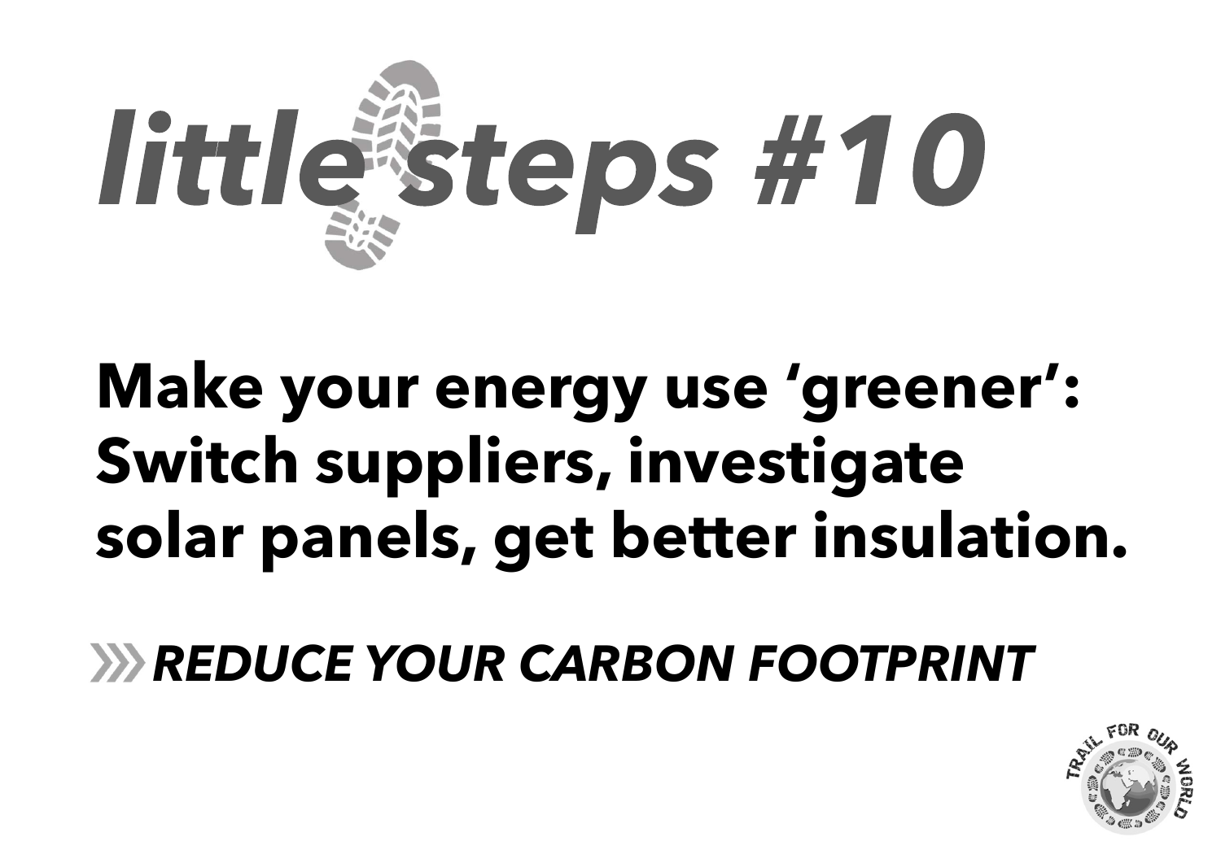# *little steps #10*

**Make your energy use 'greener': Switch suppliers, investigate solar panels, get better insulation.**

***REDUCE YOUR CARBON FOOTPRINT***

TRAIL FOR OUR WORLD